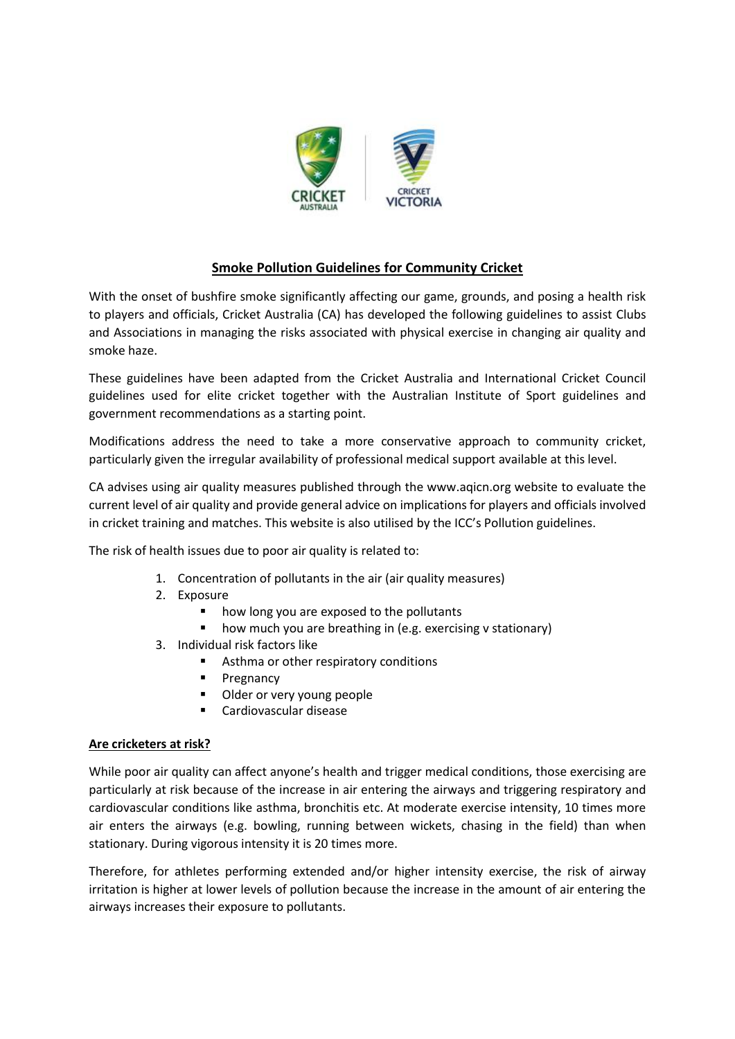## Smoke Pollution Guidelines for Community Cricket

With the onset of bushfire smoke significantly affecting our game, grounds, and posing a health risk to players and officials, Cricket Australia (CA) has developed the following guidelines to assist Clubs and Associations in managing the risks associated with physical exercise in changing air quality and smoke haze.

These guidelines have been adapted from the Cricket Australia and International Cricket Council guidelines used for elite cricket together with the Australian Institute of Sport guidelines and government recommendations as a starting point.

Modifications address the need to take a more conservative approach to community cricket, particularly given the irregular availability of professional medical support available at this level.

CA advises using air quality measures published through the www.aqicn.org website to evaluate the current level of air quality and provide general advice on implications for players and officials involved in cricket training and matches. This website is also utilised by the ICC's Pollution guidelines.

The risk of health issues due to poor air quality is related to:

1. Concentration of pollutants in the air (air quality measures)
2. Exposure
   - how long you are exposed to the pollutants
   - how much you are breathing in (e.g. exercising v stationary)
3. Individual risk factors like
   - Asthma or other respiratory conditions
   - Pregnancy
   - Older or very young people
   - Cardiovascular disease

### Are cricketers at risk?

While poor air quality can affect anyone's health and trigger medical conditions, those exercising are particularly at risk because of the increase in air entering the airways and triggering respiratory and cardiovascular conditions like asthma, bronchitis etc. At moderate exercise intensity, 10 times more air enters the airways (e.g. bowling, running between wickets, chasing in the field) than when stationary. During vigorous intensity it is 20 times more.

Therefore, for athletes performing extended and/or higher intensity exercise, the risk of airway irritation is higher at lower levels of pollution because the increase in the amount of air entering the airways increases their exposure to pollutants.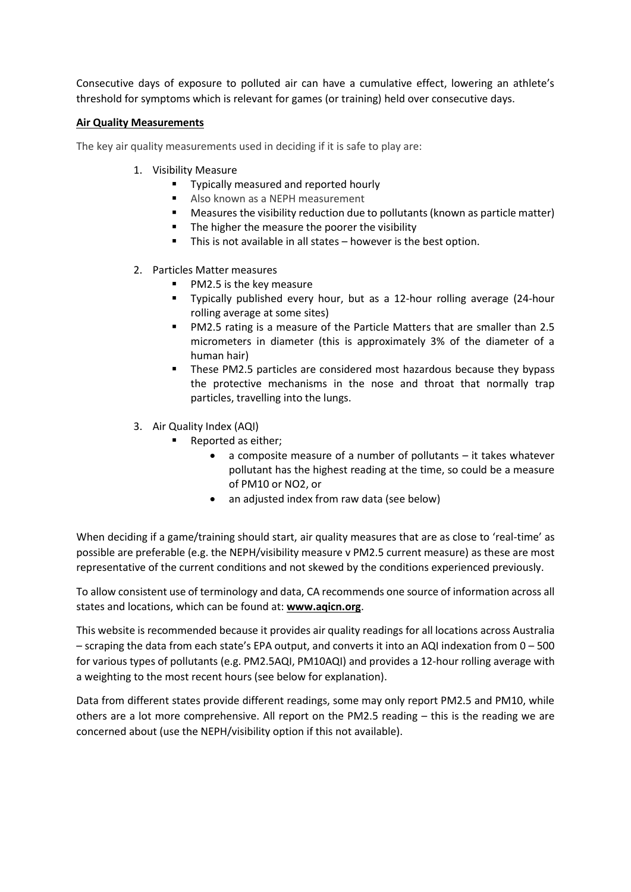Consecutive days of exposure to polluted air can have a cumulative effect, lowering an athlete's threshold for symptoms which is relevant for games (or training) held over consecutive days.

**Air Quality Measurements**

The key air quality measurements used in deciding if it is safe to play are:

1. Visibility Measure
   - Typically measured and reported hourly
   - Also known as a NEPH measurement
   - Measures the visibility reduction due to pollutants (known as particle matter)
   - The higher the measure the poorer the visibility
   - This is not available in all states – however is the best option.

2. Particles Matter measures
   - PM2.5 is the key measure
   - Typically published every hour, but as a 12-hour rolling average (24-hour rolling average at some sites)
   - PM2.5 rating is a measure of the Particle Matters that are smaller than 2.5 micrometers in diameter (this is approximately 3% of the diameter of a human hair)
   - These PM2.5 particles are considered most hazardous because they bypass the protective mechanisms in the nose and throat that normally trap particles, travelling into the lungs.

3. Air Quality Index (AQI)
   - Reported as either;
     - a composite measure of a number of pollutants – it takes whatever pollutant has the highest reading at the time, so could be a measure of PM10 or $NO_2$, or
     - an adjusted index from raw data (see below)

When deciding if a game/training should start, air quality measures that are as close to 'real-time' as possible are preferable (e.g. the NEPH/visibility measure v PM2.5 current measure) as these are most representative of the current conditions and not skewed by the conditions experienced previously.

To allow consistent use of terminology and data, CA recommends one source of information across all states and locations, which can be found at: **www.aqicn.org**.

This website is recommended because it provides air quality readings for all locations across Australia – scraping the data from each state's EPA output, and converts it into an AQI indexation from 0 – 500 for various types of pollutants (e.g. PM2.5AQI, PM10AQI) and provides a 12-hour rolling average with a weighting to the most recent hours (see below for explanation).

Data from different states provide different readings, some may only report PM2.5 and PM10, while others are a lot more comprehensive. All report on the PM2.5 reading – this is the reading we are concerned about (use the NEPH/visibility option if this not available).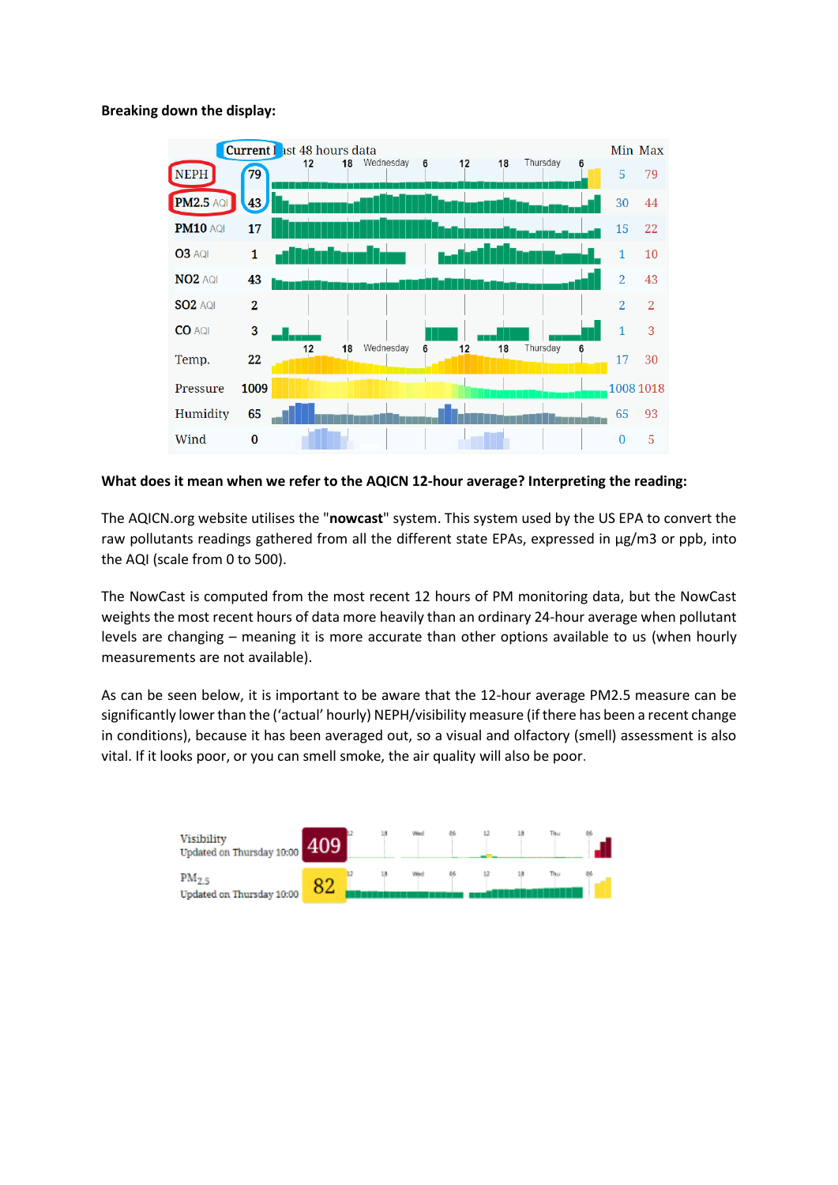**Breaking down the display:**

**What does it mean when we refer to the AQICN 12-hour average? Interpreting the reading:**

The AQICN.org website utilises the "**nowcast**" system. This system used by the US EPA to convert the raw pollutants readings gathered from all the different state EPAs, expressed in µg/m3 or ppb, into the AQI (scale from 0 to 500).

The NowCast is computed from the most recent 12 hours of PM monitoring data, but the NowCast weights the most recent hours of data more heavily than an ordinary 24-hour average when pollutant levels are changing – meaning it is more accurate than other options available to us (when hourly measurements are not available).

As can be seen below, it is important to be aware that the 12-hour average PM2.5 measure can be significantly lower than the ('actual' hourly) NEPH/visibility measure (if there has been a recent change in conditions), because it has been averaged out, so a visual and olfactory (smell) assessment is also vital. If it looks poor, or you can smell smoke, the air quality will also be poor.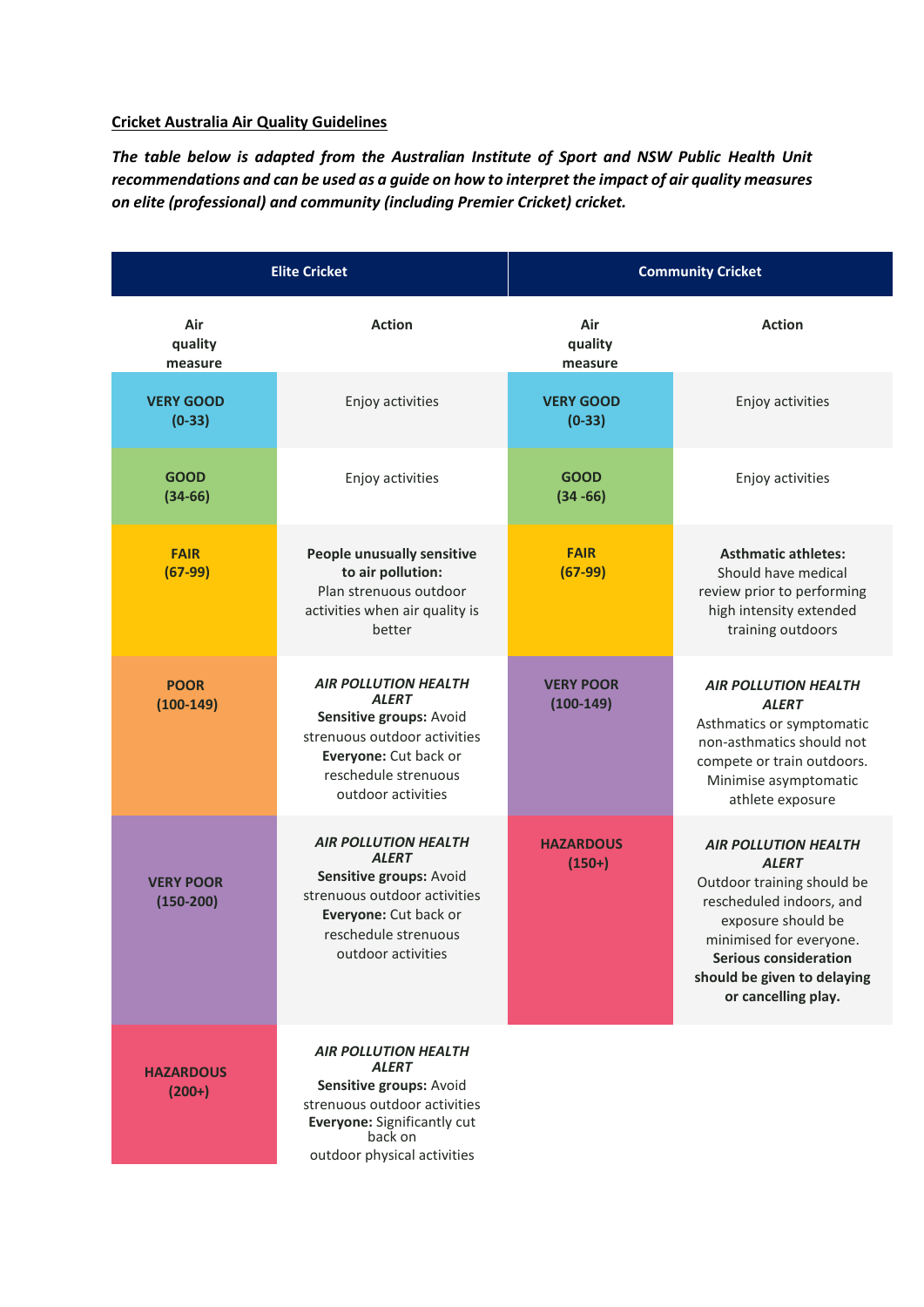**Cricket Australia Air Quality Guidelines**

***The table below is adapted from the Australian Institute of Sport and NSW Public Health Unit recommendations and can be used as a guide on how to interpret the impact of air quality measures on elite (professional) and community (including Premier Cricket) cricket.***

| Elite Cricket | | Community Cricket | |
|---|---|---|---|
| **Air quality measure** | **Action** | **Air quality measure** | **Action** |
| **VERY GOOD (0-33)** | Enjoy activities | **VERY GOOD (0-33)** | Enjoy activities |
| **GOOD (34-66)** | Enjoy activities | **GOOD (34 -66)** | Enjoy activities |
| **FAIR (67-99)** | **People unusually sensitive to air pollution:** Plan strenuous outdoor activities when air quality is better | **FAIR (67-99)** | **Asthmatic athletes:** Should have medical review prior to performing high intensity extended training outdoors |
| **POOR (100-149)** | ***AIR POLLUTION HEALTH ALERT*** **Sensitive groups:** Avoid strenuous outdoor activities **Everyone:** Cut back or reschedule strenuous outdoor activities | **VERY POOR (100-149)** | ***AIR POLLUTION HEALTH ALERT*** Asthmatics or symptomatic non-asthmatics should not compete or train outdoors. Minimise asymptomatic athlete exposure |
| **VERY POOR (150-200)** | ***AIR POLLUTION HEALTH ALERT*** **Sensitive groups:** Avoid strenuous outdoor activities **Everyone:** Cut back or reschedule strenuous outdoor activities | **HAZARDOUS (150+)** | ***AIR POLLUTION HEALTH ALERT*** Outdoor training should be rescheduled indoors, and exposure should be minimised for everyone. **Serious consideration should be given to delaying or cancelling play.** |
| **HAZARDOUS (200+)** | ***AIR POLLUTION HEALTH ALERT*** **Sensitive groups:** Avoid strenuous outdoor activities **Everyone:** Significantly cut back on outdoor physical activities | | |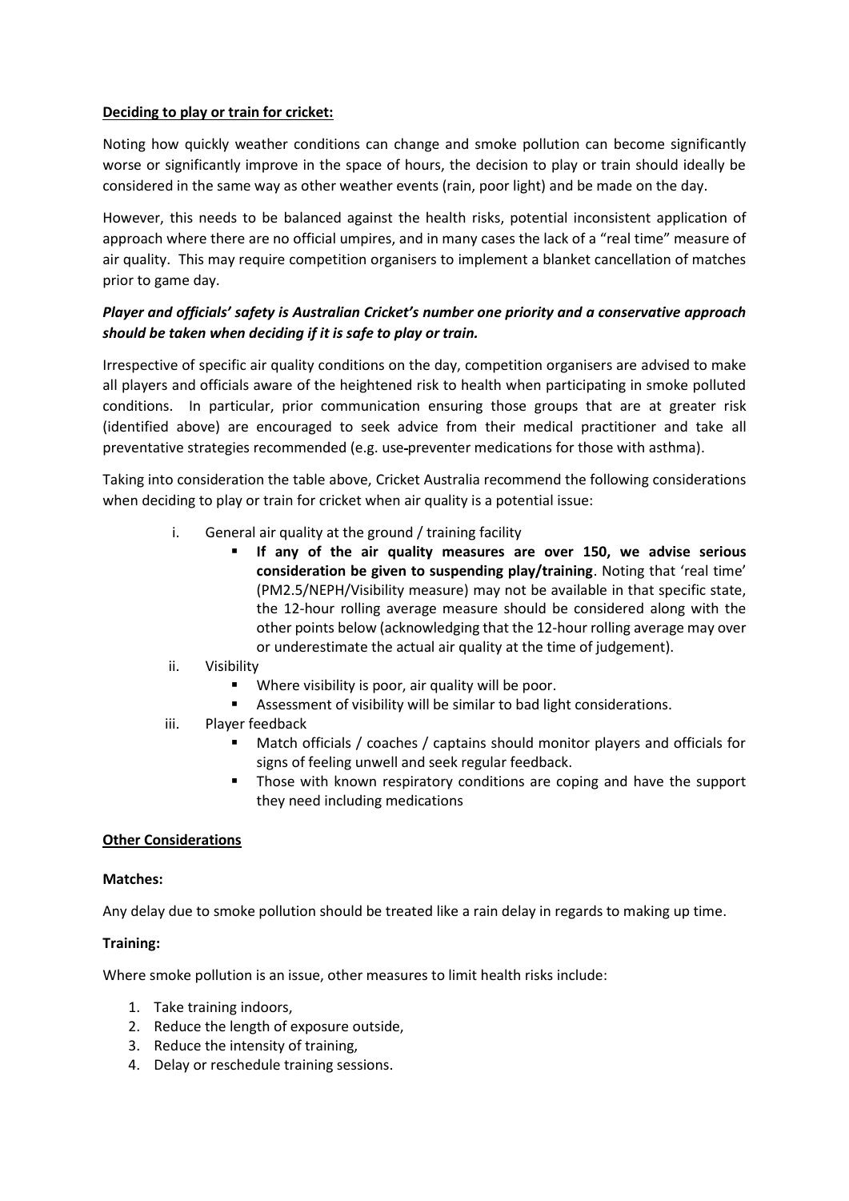**Deciding to play or train for cricket:**

Noting how quickly weather conditions can change and smoke pollution can become significantly worse or significantly improve in the space of hours, the decision to play or train should ideally be considered in the same way as other weather events (rain, poor light) and be made on the day.

However, this needs to be balanced against the health risks, potential inconsistent application of approach where there are no official umpires, and in many cases the lack of a "real time" measure of air quality. This may require competition organisers to implement a blanket cancellation of matches prior to game day.

***Player and officials' safety is Australian Cricket's number one priority and a conservative approach should be taken when deciding if it is safe to play or train.***

Irrespective of specific air quality conditions on the day, competition organisers are advised to make all players and officials aware of the heightened risk to health when participating in smoke polluted conditions. In particular, prior communication ensuring those groups that are at greater risk (identified above) are encouraged to seek advice from their medical practitioner and take all preventative strategies recommended (e.g. use-preventer medications for those with asthma).

Taking into consideration the table above, Cricket Australia recommend the following considerations when deciding to play or train for cricket when air quality is a potential issue:

i. General air quality at the ground / training facility
   - **If any of the air quality measures are over 150, we advise serious consideration be given to suspending play/training**. Noting that 'real time' (PM2.5/NEPH/Visibility measure) may not be available in that specific state, the 12-hour rolling average measure should be considered along with the other points below (acknowledging that the 12-hour rolling average may over or underestimate the actual air quality at the time of judgement).

ii. Visibility
   - Where visibility is poor, air quality will be poor.
   - Assessment of visibility will be similar to bad light considerations.

iii. Player feedback
   - Match officials / coaches / captains should monitor players and officials for signs of feeling unwell and seek regular feedback.
   - Those with known respiratory conditions are coping and have the support they need including medications

**Other Considerations**

**Matches:**

Any delay due to smoke pollution should be treated like a rain delay in regards to making up time.

**Training:**

Where smoke pollution is an issue, other measures to limit health risks include:

1. Take training indoors,
2. Reduce the length of exposure outside,
3. Reduce the intensity of training,
4. Delay or reschedule training sessions.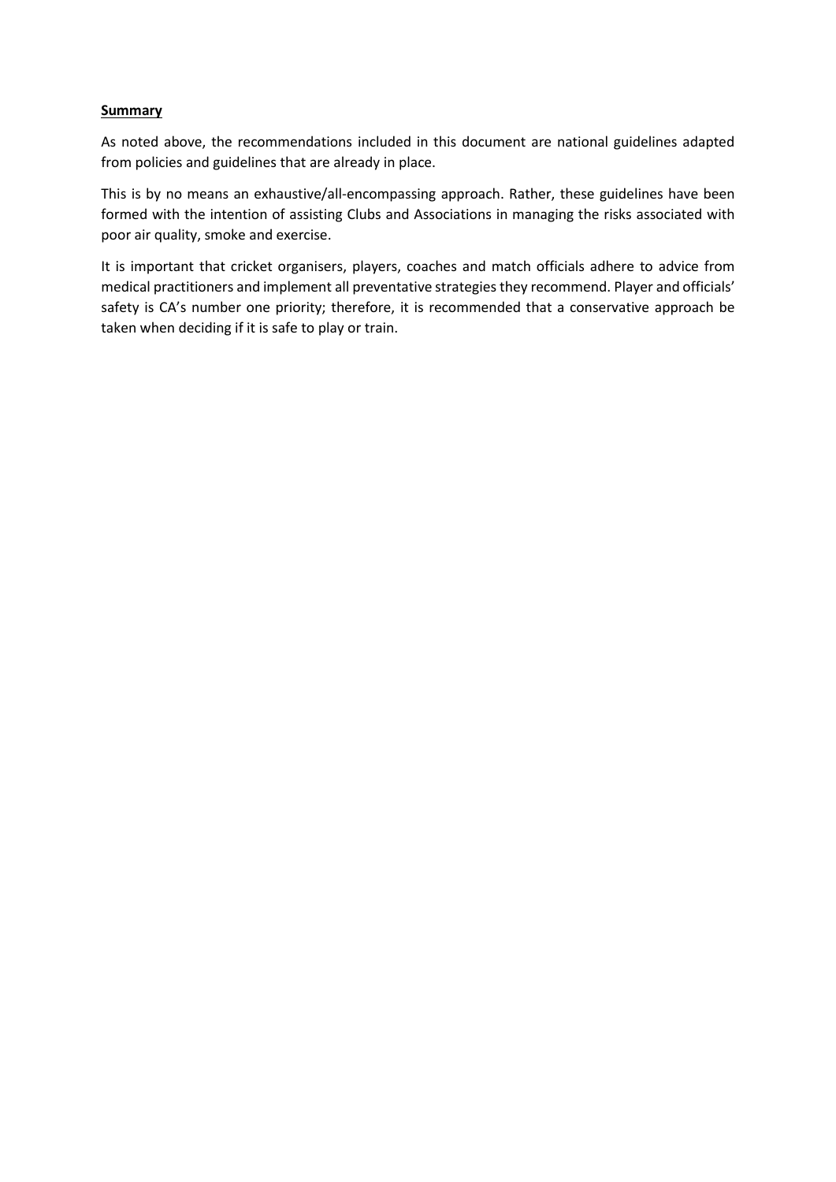## **Summary**

As noted above, the recommendations included in this document are national guidelines adapted from policies and guidelines that are already in place.

This is by no means an exhaustive/all-encompassing approach. Rather, these guidelines have been formed with the intention of assisting Clubs and Associations in managing the risks associated with poor air quality, smoke and exercise.

It is important that cricket organisers, players, coaches and match officials adhere to advice from medical practitioners and implement all preventative strategies they recommend. Player and officials' safety is CA's number one priority; therefore, it is recommended that a conservative approach be taken when deciding if it is safe to play or train.